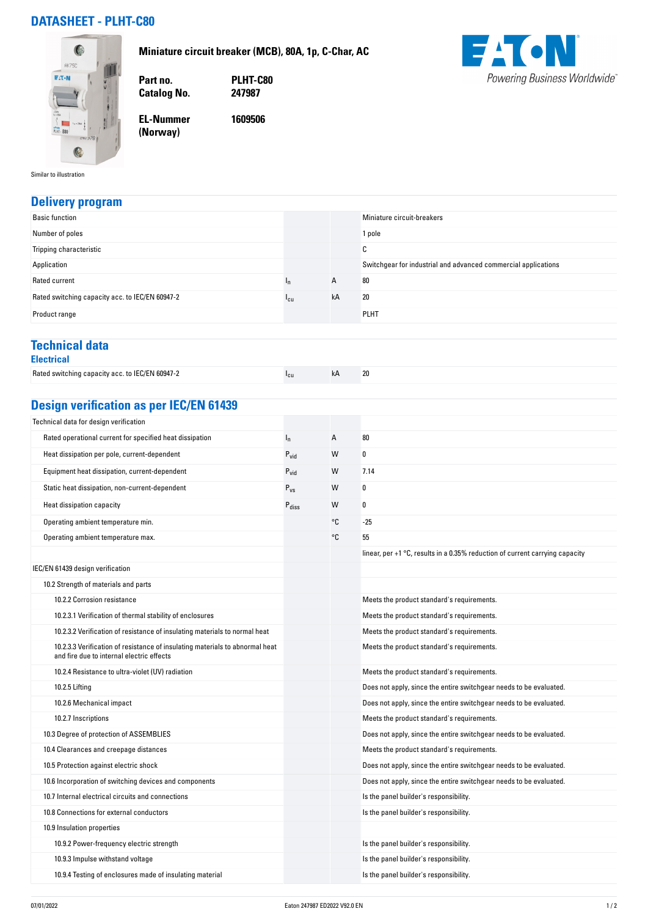# DATASHEET - PLHT-C80

**Miniature circuit breaker (MCB), 80A, 1p, C-Char, AC**

| | |
|---|---|
| **Part no.** | **PLHT-C80** |
| **Catalog No.** | **247987** |
| **EL-Nummer (Norway)** | **1609506** |

Similar to illustration

## Delivery program

| | | | |
|---|---|---|---|
| Basic function | | | Miniature circuit-breakers |
| Number of poles | | | 1 pole |
| Tripping characteristic | | | C |
| Application | | | Switchgear for industrial and advanced commercial applications |
| Rated current | $I_n$ | A | 80 |
| Rated switching capacity acc. to IEC/EN 60947-2 | $I_{cu}$ | kA | 20 |
| Product range | | | PLHT |

## Technical data

### Electrical

| | | | |
|---|---|---|---|
| Rated switching capacity acc. to IEC/EN 60947-2 | $I_{cu}$ | kA | 20 |

## Design verification as per IEC/EN 61439

| | | | |
|---|---|---|---|
| Technical data for design verification | | | |
| Rated operational current for specified heat dissipation | $I_n$ | A | 80 |
| Heat dissipation per pole, current-dependent | $P_{vid}$ | W | 0 |
| Equipment heat dissipation, current-dependent | $P_{vid}$ | W | 7.14 |
| Static heat dissipation, non-current-dependent | $P_{vs}$ | W | 0 |
| Heat dissipation capacity | $P_{diss}$ | W | 0 |
| Operating ambient temperature min. | | °C | -25 |
| Operating ambient temperature max. | | °C | 55 |
| | | | linear, per +1 °C, results in a 0.35% reduction of current carrying capacity |
| IEC/EN 61439 design verification | | | |
| 10.2 Strength of materials and parts | | | |
| 10.2.2 Corrosion resistance | | | Meets the product standard's requirements. |
| 10.2.3.1 Verification of thermal stability of enclosures | | | Meets the product standard's requirements. |
| 10.2.3.2 Verification of resistance of insulating materials to normal heat | | | Meets the product standard's requirements. |
| 10.2.3.3 Verification of resistance of insulating materials to abnormal heat and fire due to internal electric effects | | | Meets the product standard's requirements. |
| 10.2.4 Resistance to ultra-violet (UV) radiation | | | Meets the product standard's requirements. |
| 10.2.5 Lifting | | | Does not apply, since the entire switchgear needs to be evaluated. |
| 10.2.6 Mechanical impact | | | Does not apply, since the entire switchgear needs to be evaluated. |
| 10.2.7 Inscriptions | | | Meets the product standard's requirements. |
| 10.3 Degree of protection of ASSEMBLIES | | | Does not apply, since the entire switchgear needs to be evaluated. |
| 10.4 Clearances and creepage distances | | | Meets the product standard's requirements. |
| 10.5 Protection against electric shock | | | Does not apply, since the entire switchgear needs to be evaluated. |
| 10.6 Incorporation of switching devices and components | | | Does not apply, since the entire switchgear needs to be evaluated. |
| 10.7 Internal electrical circuits and connections | | | Is the panel builder's responsibility. |
| 10.8 Connections for external conductors | | | Is the panel builder's responsibility. |
| 10.9 Insulation properties | | | |
| 10.9.2 Power-frequency electric strength | | | Is the panel builder's responsibility. |
| 10.9.3 Impulse withstand voltage | | | Is the panel builder's responsibility. |
| 10.9.4 Testing of enclosures made of insulating material | | | Is the panel builder's responsibility. |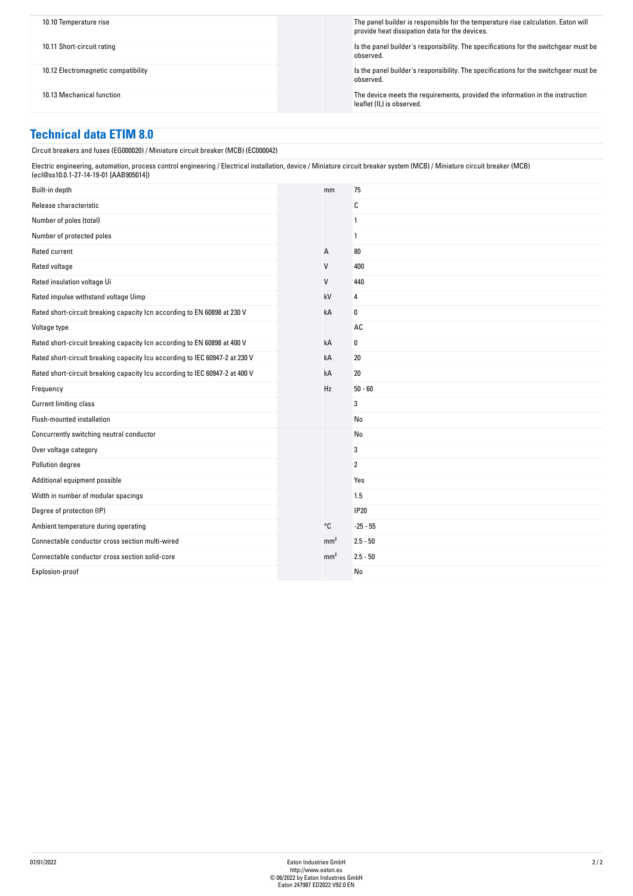| | | |
|---|---|---|
| 10.10 Temperature rise | | The panel builder is responsible for the temperature rise calculation. Eaton will provide heat dissipation data for the devices. |
| 10.11 Short-circuit rating | | Is the panel builder's responsibility. The specifications for the switchgear must be observed. |
| 10.12 Electromagnetic compatibility | | Is the panel builder's responsibility. The specifications for the switchgear must be observed. |
| 10.13 Mechanical function | | The device meets the requirements, provided the information in the instruction leaflet (IL) is observed. |

## Technical data ETIM 8.0

Circuit breakers and fuses (EG000020) / Miniature circuit breaker (MCB) (EC000042)

Electric engineering, automation, process control engineering / Electrical installation, device / Miniature circuit breaker system (MCB) / Miniature circuit breaker (MCB) (ecl@ss10.0.1-27-14-19-01 [AAB905014])

| | | |
|---|---|---|
| Built-in depth | mm | 75 |
| Release characteristic | | C |
| Number of poles (total) | | 1 |
| Number of protected poles | | 1 |
| Rated current | A | 80 |
| Rated voltage | V | 400 |
| Rated insulation voltage Ui | V | 440 |
| Rated impulse withstand voltage Uimp | kV | 4 |
| Rated short-circuit breaking capacity Icn according to EN 60898 at 230 V | kA | 0 |
| Voltage type | | AC |
| Rated short-circuit breaking capacity Icn according to EN 60898 at 400 V | kA | 0 |
| Rated short-circuit breaking capacity Icu according to IEC 60947-2 at 230 V | kA | 20 |
| Rated short-circuit breaking capacity Icu according to IEC 60947-2 at 400 V | kA | 20 |
| Frequency | Hz | 50 - 60 |
| Current limiting class | | 3 |
| Flush-mounted installation | | No |
| Concurrently switching neutral conductor | | No |
| Over voltage category | | 3 |
| Pollution degree | | 2 |
| Additional equipment possible | | Yes |
| Width in number of modular spacings | | 1.5 |
| Degree of protection (IP) | | IP20 |
| Ambient temperature during operating | °C | -25 - 55 |
| Connectable conductor cross section multi-wired | $mm^2$ | 2.5 - 50 |
| Connectable conductor cross section solid-core | $mm^2$ | 2.5 - 50 |
| Explosion-proof | | No |